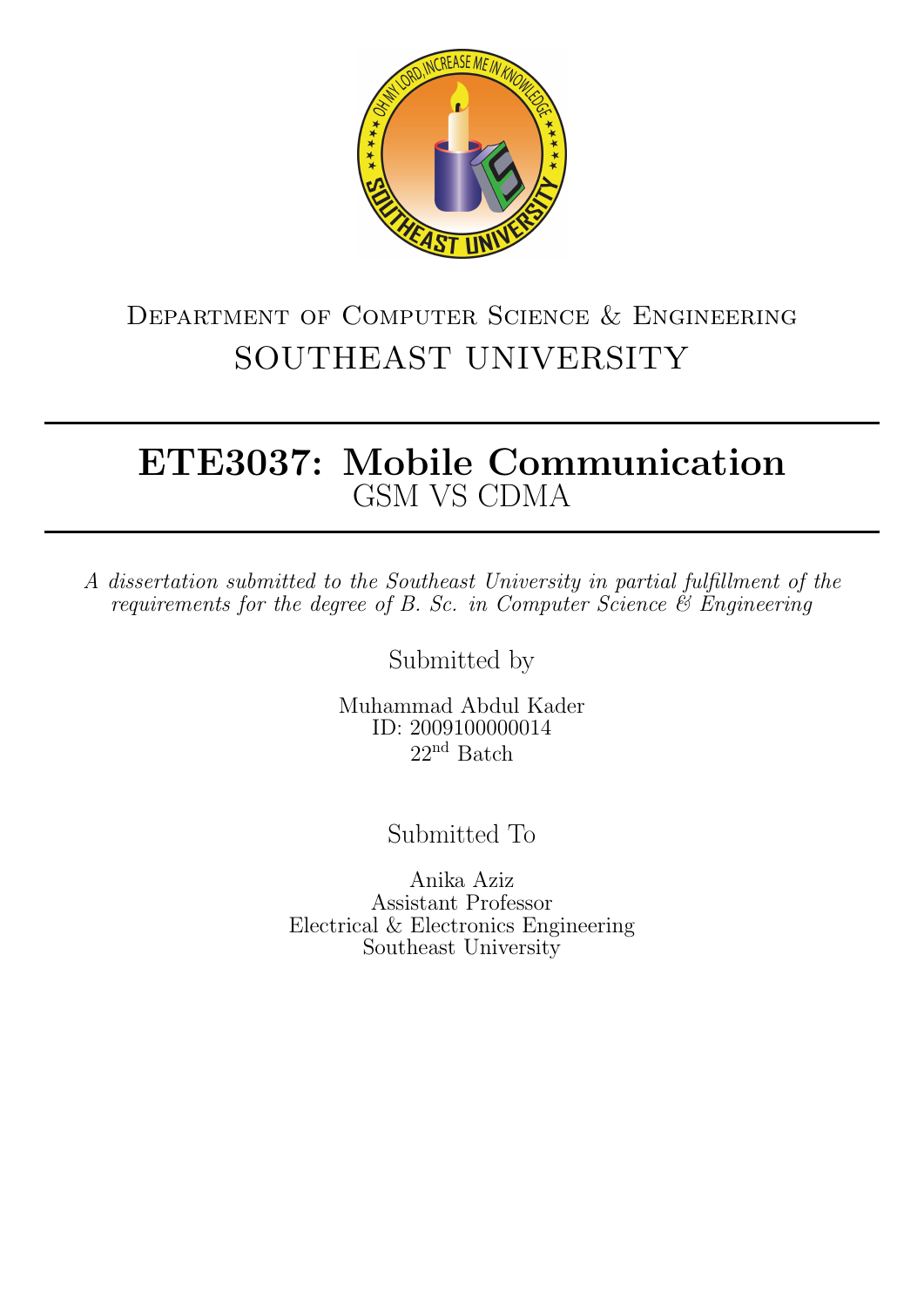Department of Computer Science & Engineering

SOUTHEAST UNIVERSITY

# ETE3037: Mobile Communication

## GSM VS CDMA

*A dissertation submitted to the Southeast University in partial fulfillment of the requirements for the degree of B. Sc. in Computer Science & Engineering*

Submitted by

Muhammad Abdul Kader
ID: 2009100000014
$22^{nd}$ Batch

Submitted To

Anika Aziz
Assistant Professor
Electrical & Electronics Engineering
Southeast University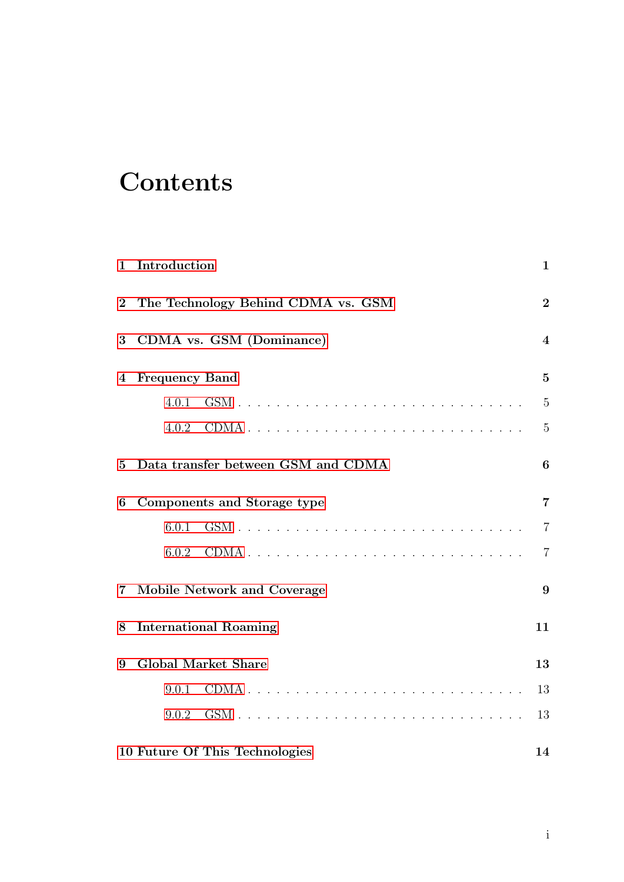# Contents

1 Introduction 1

2 The Technology Behind CDMA vs. GSM 2

3 CDMA vs. GSM (Dominance) 4

4 Frequency Band 5

- 4.0.1 GSM . . . . . . . . . . . . . . . . . . . . . . . . . . . . 5
- 4.0.2 CDMA . . . . . . . . . . . . . . . . . . . . . . . . . . . 5

5 Data transfer between GSM and CDMA 6

6 Components and Storage type 7

- 6.0.1 GSM . . . . . . . . . . . . . . . . . . . . . . . . . . . . 7
- 6.0.2 CDMA . . . . . . . . . . . . . . . . . . . . . . . . . . . 7

7 Mobile Network and Coverage 9

8 International Roaming 11

9 Global Market Share 13

- 9.0.1 CDMA . . . . . . . . . . . . . . . . . . . . . . . . . . . 13
- 9.0.2 GSM . . . . . . . . . . . . . . . . . . . . . . . . . . . . 13

10 Future Of This Technologies 14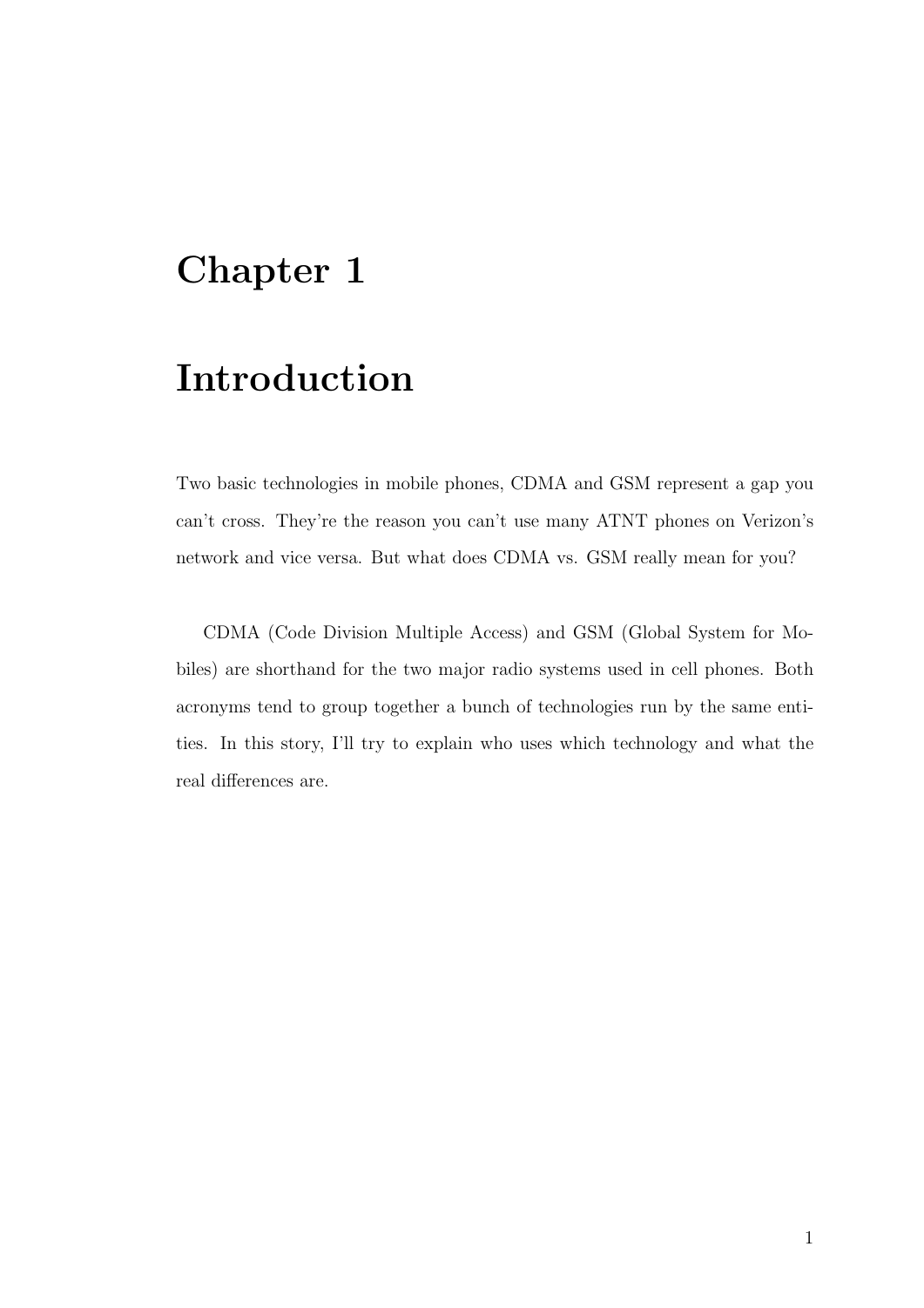# Chapter 1

# Introduction

Two basic technologies in mobile phones, CDMA and GSM represent a gap you can't cross. They're the reason you can't use many ATNT phones on Verizon's network and vice versa. But what does CDMA vs. GSM really mean for you?

CDMA (Code Division Multiple Access) and GSM (Global System for Mobiles) are shorthand for the two major radio systems used in cell phones. Both acronyms tend to group together a bunch of technologies run by the same entities. In this story, I'll try to explain who uses which technology and what the real differences are.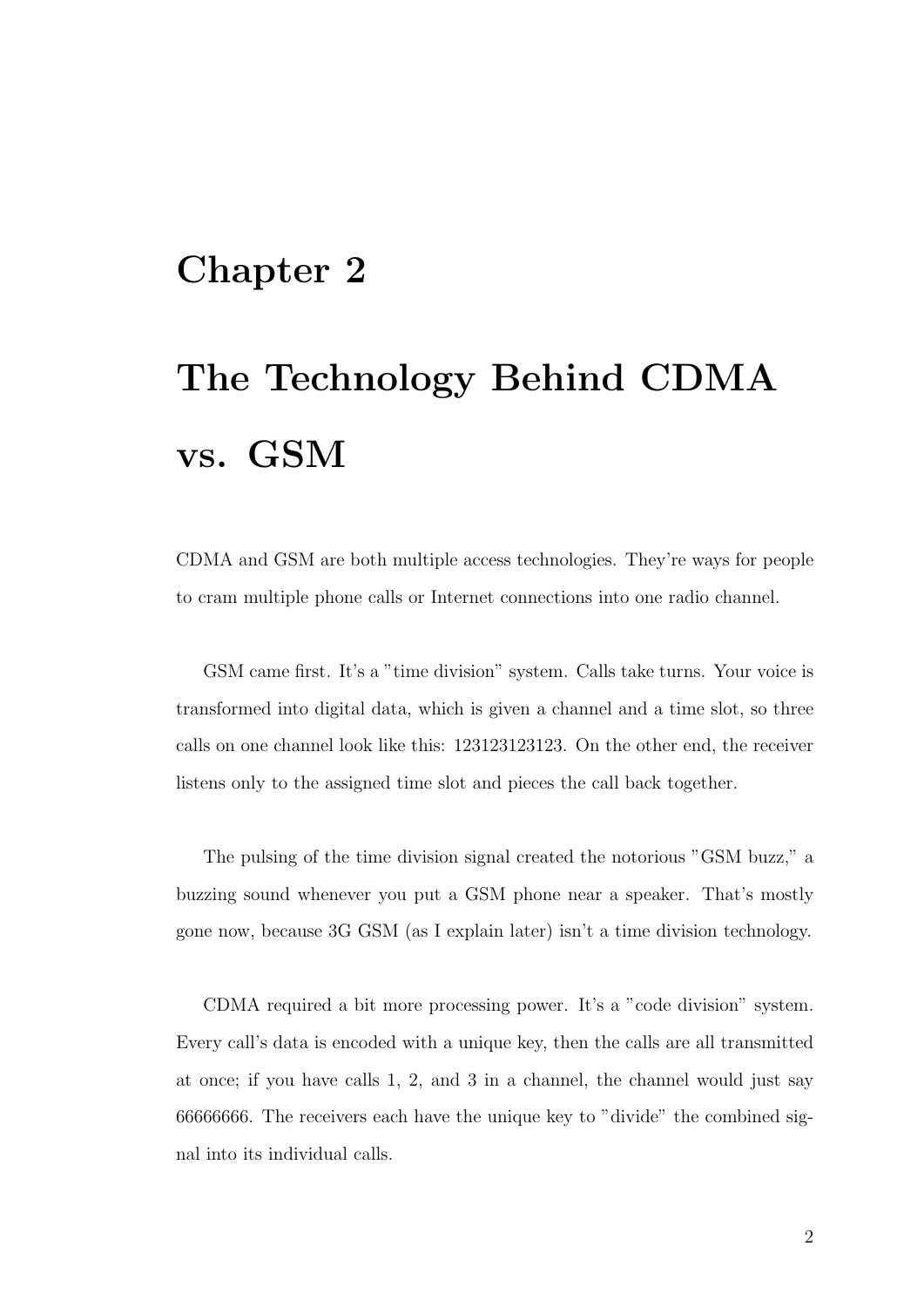# Chapter 2

# The Technology Behind CDMA vs. GSM

CDMA and GSM are both multiple access technologies. They're ways for people to cram multiple phone calls or Internet connections into one radio channel.

GSM came first. It's a "time division" system. Calls take turns. Your voice is transformed into digital data, which is given a channel and a time slot, so three calls on one channel look like this: 123123123123. On the other end, the receiver listens only to the assigned time slot and pieces the call back together.

The pulsing of the time division signal created the notorious "GSM buzz," a buzzing sound whenever you put a GSM phone near a speaker. That's mostly gone now, because 3G GSM (as I explain later) isn't a time division technology.

CDMA required a bit more processing power. It's a "code division" system. Every call's data is encoded with a unique key, then the calls are all transmitted at once; if you have calls 1, 2, and 3 in a channel, the channel would just say 66666666. The receivers each have the unique key to "divide" the combined signal into its individual calls.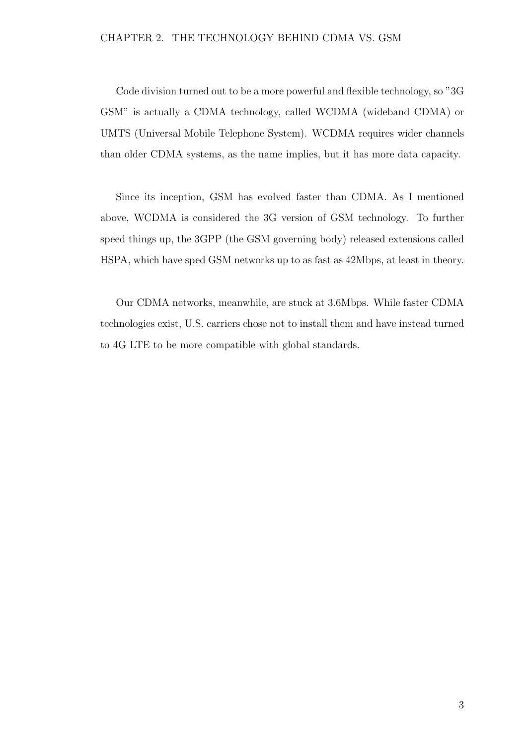Code division turned out to be a more powerful and flexible technology, so "3G GSM" is actually a CDMA technology, called WCDMA (wideband CDMA) or UMTS (Universal Mobile Telephone System). WCDMA requires wider channels than older CDMA systems, as the name implies, but it has more data capacity.

Since its inception, GSM has evolved faster than CDMA. As I mentioned above, WCDMA is considered the 3G version of GSM technology. To further speed things up, the 3GPP (the GSM governing body) released extensions called HSPA, which have sped GSM networks up to as fast as 42Mbps, at least in theory.

Our CDMA networks, meanwhile, are stuck at 3.6Mbps. While faster CDMA technologies exist, U.S. carriers chose not to install them and have instead turned to 4G LTE to be more compatible with global standards.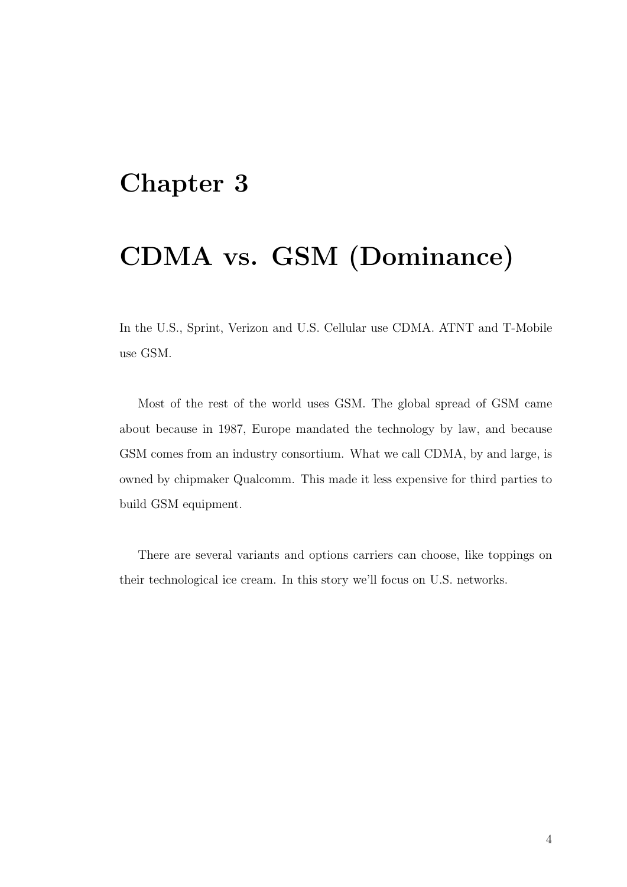# Chapter 3

# CDMA vs. GSM (Dominance)

In the U.S., Sprint, Verizon and U.S. Cellular use CDMA. ATNT and T-Mobile use GSM.

Most of the rest of the world uses GSM. The global spread of GSM came about because in 1987, Europe mandated the technology by law, and because GSM comes from an industry consortium. What we call CDMA, by and large, is owned by chipmaker Qualcomm. This made it less expensive for third parties to build GSM equipment.

There are several variants and options carriers can choose, like toppings on their technological ice cream. In this story we'll focus on U.S. networks.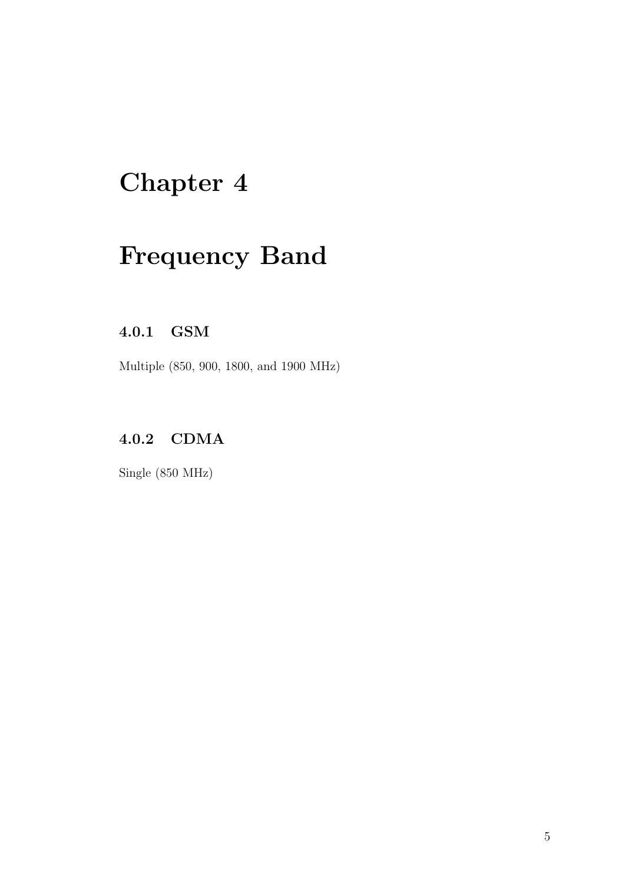# Chapter 4

# Frequency Band

### 4.0.1 GSM

Multiple (850, 900, 1800, and 1900 MHz)

### 4.0.2 CDMA

Single (850 MHz)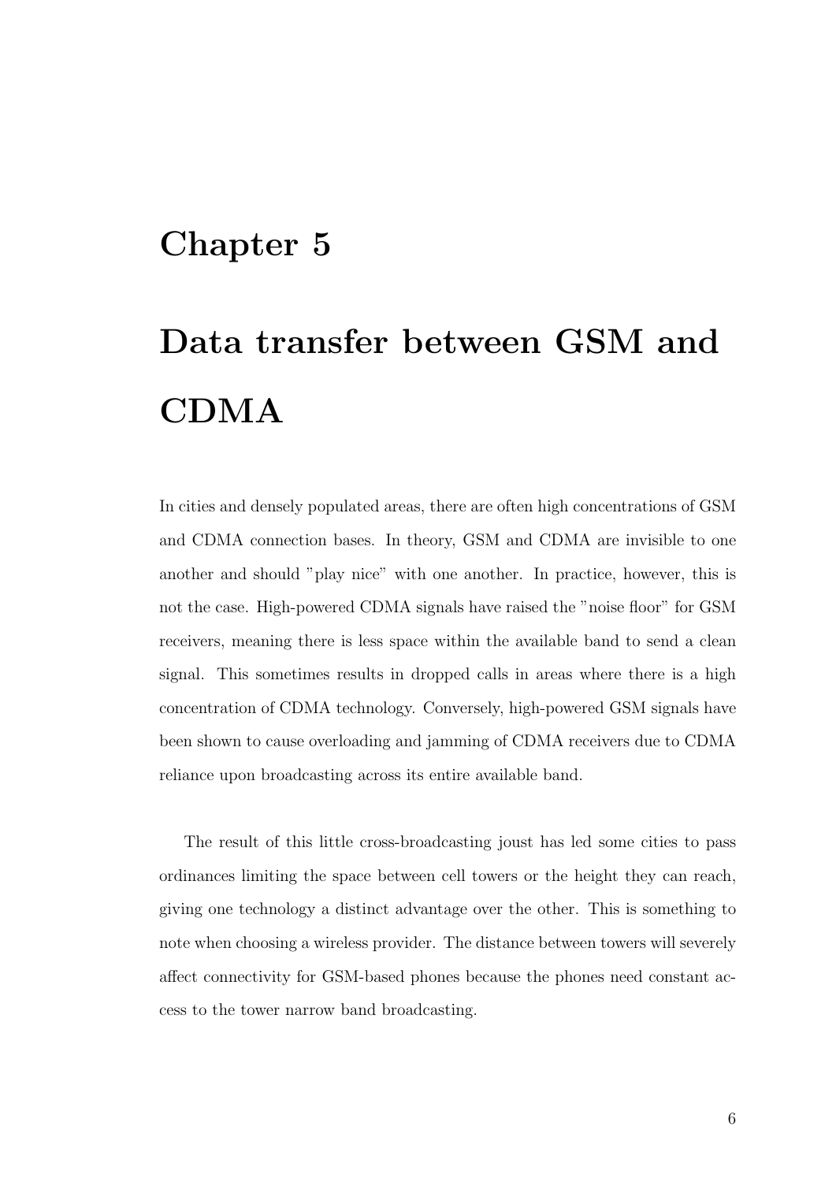# Chapter 5

# Data transfer between GSM and CDMA

In cities and densely populated areas, there are often high concentrations of GSM and CDMA connection bases. In theory, GSM and CDMA are invisible to one another and should "play nice" with one another. In practice, however, this is not the case. High-powered CDMA signals have raised the "noise floor" for GSM receivers, meaning there is less space within the available band to send a clean signal. This sometimes results in dropped calls in areas where there is a high concentration of CDMA technology. Conversely, high-powered GSM signals have been shown to cause overloading and jamming of CDMA receivers due to CDMA reliance upon broadcasting across its entire available band.

The result of this little cross-broadcasting joust has led some cities to pass ordinances limiting the space between cell towers or the height they can reach, giving one technology a distinct advantage over the other. This is something to note when choosing a wireless provider. The distance between towers will severely affect connectivity for GSM-based phones because the phones need constant access to the tower narrow band broadcasting.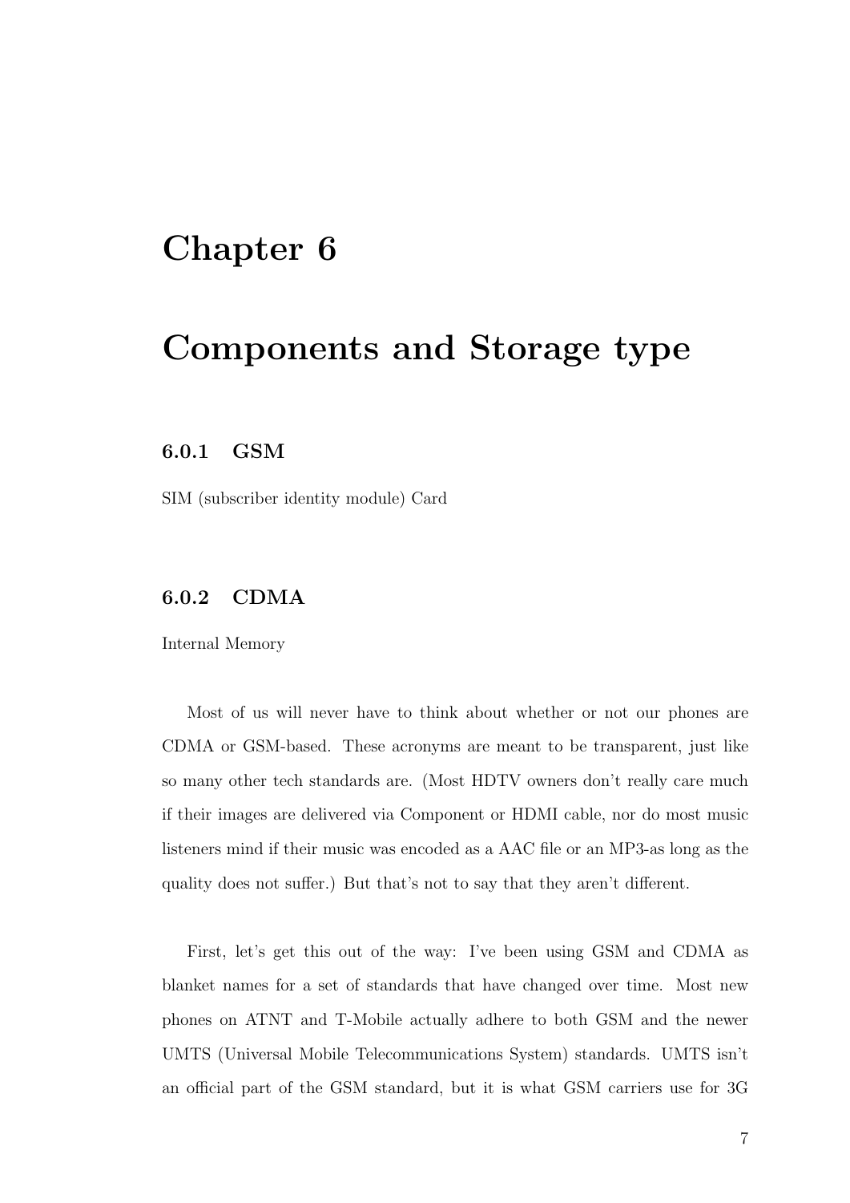# Chapter 6

# Components and Storage type

### 6.0.1 GSM

SIM (subscriber identity module) Card

### 6.0.2 CDMA

Internal Memory

Most of us will never have to think about whether or not our phones are CDMA or GSM-based. These acronyms are meant to be transparent, just like so many other tech standards are. (Most HDTV owners don't really care much if their images are delivered via Component or HDMI cable, nor do most music listeners mind if their music was encoded as a AAC file or an MP3-as long as the quality does not suffer.) But that's not to say that they aren't different.

First, let's get this out of the way: I've been using GSM and CDMA as blanket names for a set of standards that have changed over time. Most new phones on ATNT and T-Mobile actually adhere to both GSM and the newer UMTS (Universal Mobile Telecommunications System) standards. UMTS isn't an official part of the GSM standard, but it is what GSM carriers use for 3G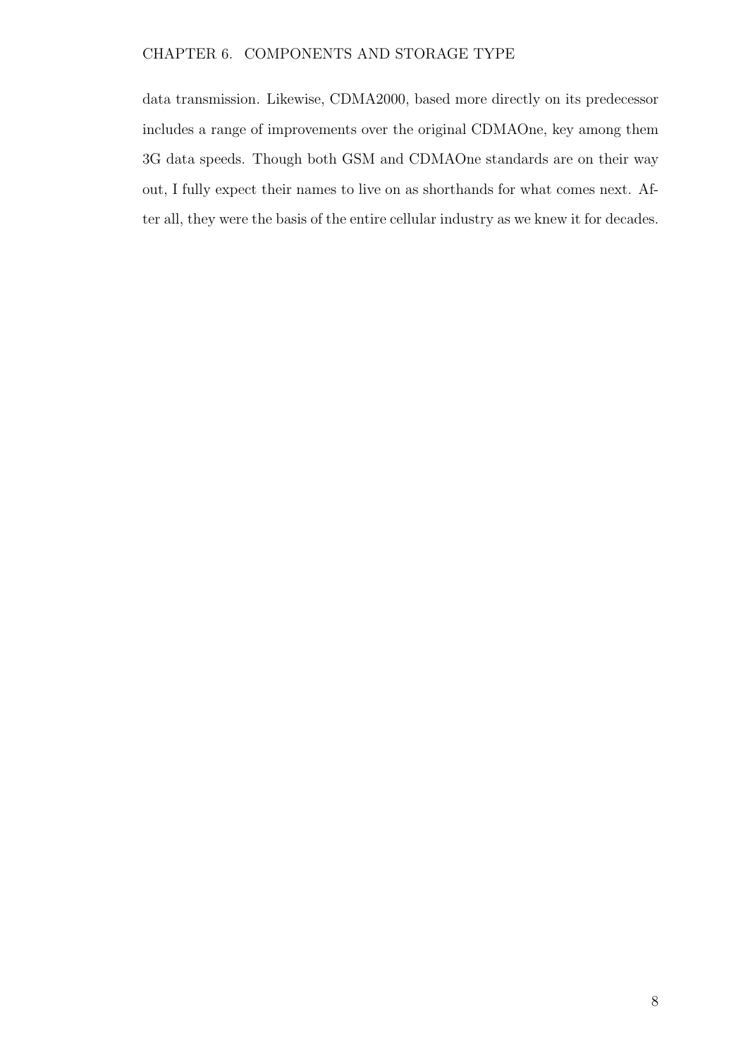data transmission. Likewise, CDMA2000, based more directly on its predecessor includes a range of improvements over the original CDMAOne, key among them 3G data speeds. Though both GSM and CDMAOne standards are on their way out, I fully expect their names to live on as shorthands for what comes next. After all, they were the basis of the entire cellular industry as we knew it for decades.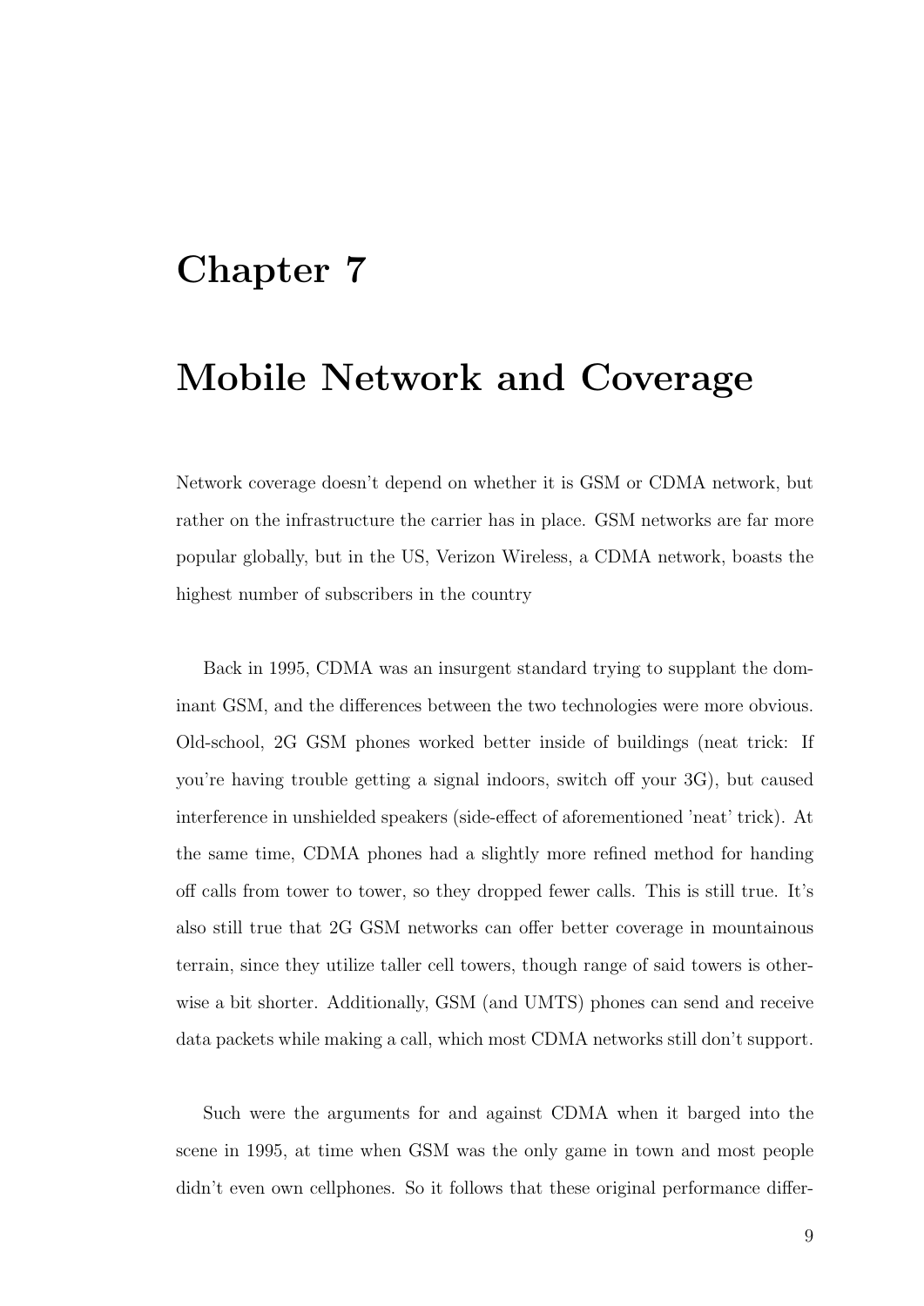# Chapter 7

# Mobile Network and Coverage

Network coverage doesn't depend on whether it is GSM or CDMA network, but rather on the infrastructure the carrier has in place. GSM networks are far more popular globally, but in the US, Verizon Wireless, a CDMA network, boasts the highest number of subscribers in the country

Back in 1995, CDMA was an insurgent standard trying to supplant the dominant GSM, and the differences between the two technologies were more obvious. Old-school, 2G GSM phones worked better inside of buildings (neat trick: If you're having trouble getting a signal indoors, switch off your 3G), but caused interference in unshielded speakers (side-effect of aforementioned 'neat' trick). At the same time, CDMA phones had a slightly more refined method for handing off calls from tower to tower, so they dropped fewer calls. This is still true. It's also still true that 2G GSM networks can offer better coverage in mountainous terrain, since they utilize taller cell towers, though range of said towers is otherwise a bit shorter. Additionally, GSM (and UMTS) phones can send and receive data packets while making a call, which most CDMA networks still don't support.

Such were the arguments for and against CDMA when it barged into the scene in 1995, at time when GSM was the only game in town and most people didn't even own cellphones. So it follows that these original performance differ-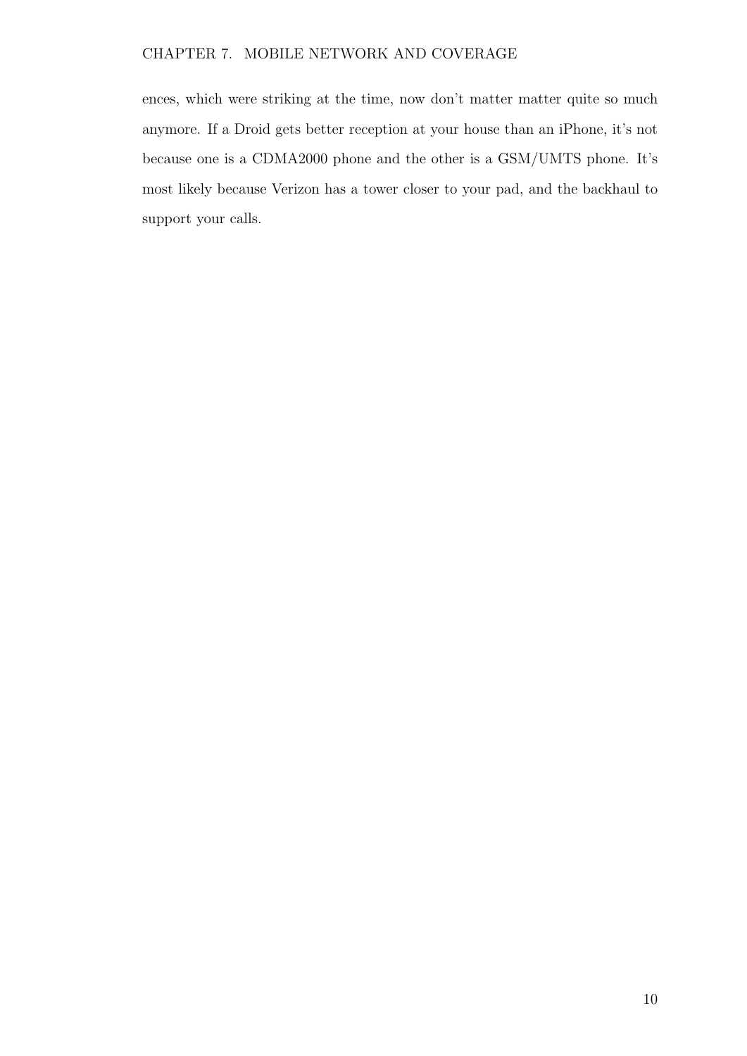ences, which were striking at the time, now don't matter matter quite so much anymore. If a Droid gets better reception at your house than an iPhone, it's not because one is a CDMA2000 phone and the other is a GSM/UMTS phone. It's most likely because Verizon has a tower closer to your pad, and the backhaul to support your calls.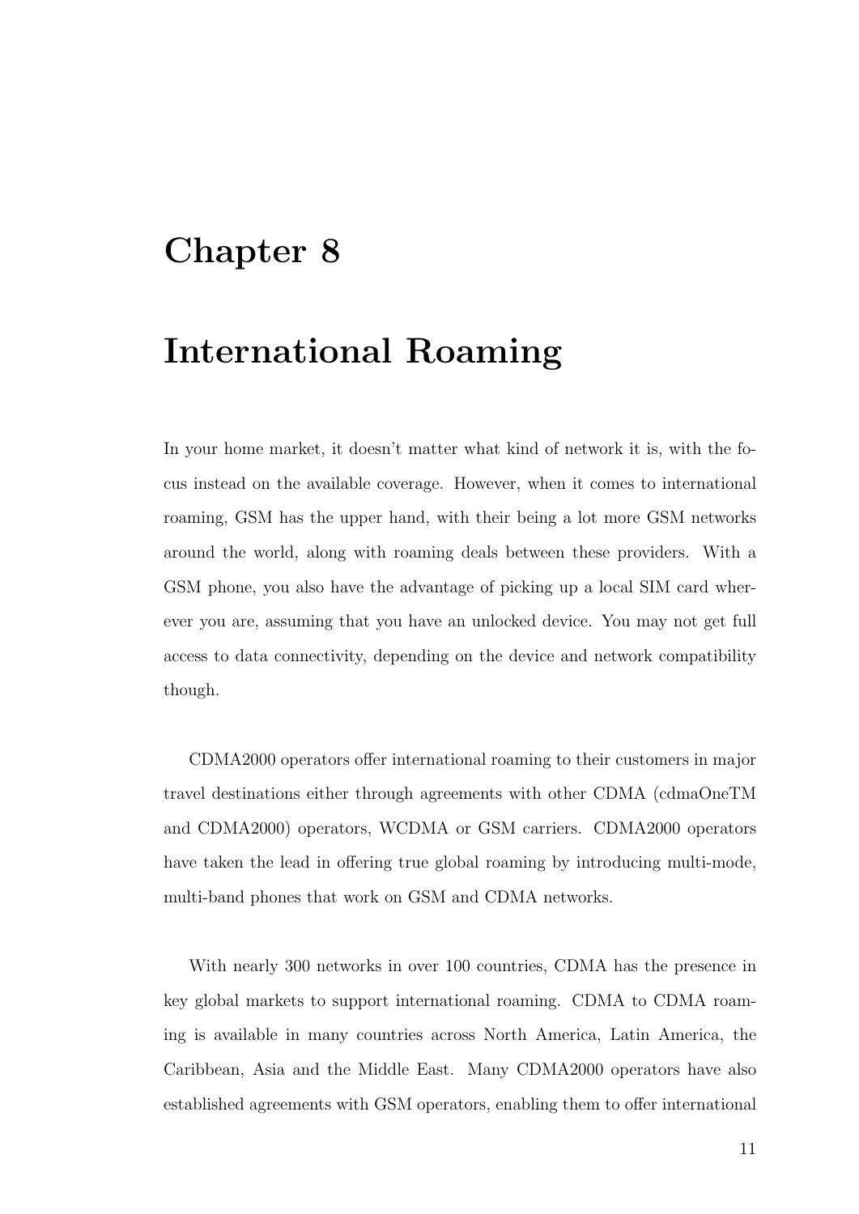# Chapter 8

# International Roaming

In your home market, it doesn't matter what kind of network it is, with the focus instead on the available coverage. However, when it comes to international roaming, GSM has the upper hand, with their being a lot more GSM networks around the world, along with roaming deals between these providers. With a GSM phone, you also have the advantage of picking up a local SIM card wherever you are, assuming that you have an unlocked device. You may not get full access to data connectivity, depending on the device and network compatibility though.

CDMA2000 operators offer international roaming to their customers in major travel destinations either through agreements with other CDMA (cdmaOneTM and CDMA2000) operators, WCDMA or GSM carriers. CDMA2000 operators have taken the lead in offering true global roaming by introducing multi-mode, multi-band phones that work on GSM and CDMA networks.

With nearly 300 networks in over 100 countries, CDMA has the presence in key global markets to support international roaming. CDMA to CDMA roaming is available in many countries across North America, Latin America, the Caribbean, Asia and the Middle East. Many CDMA2000 operators have also established agreements with GSM operators, enabling them to offer international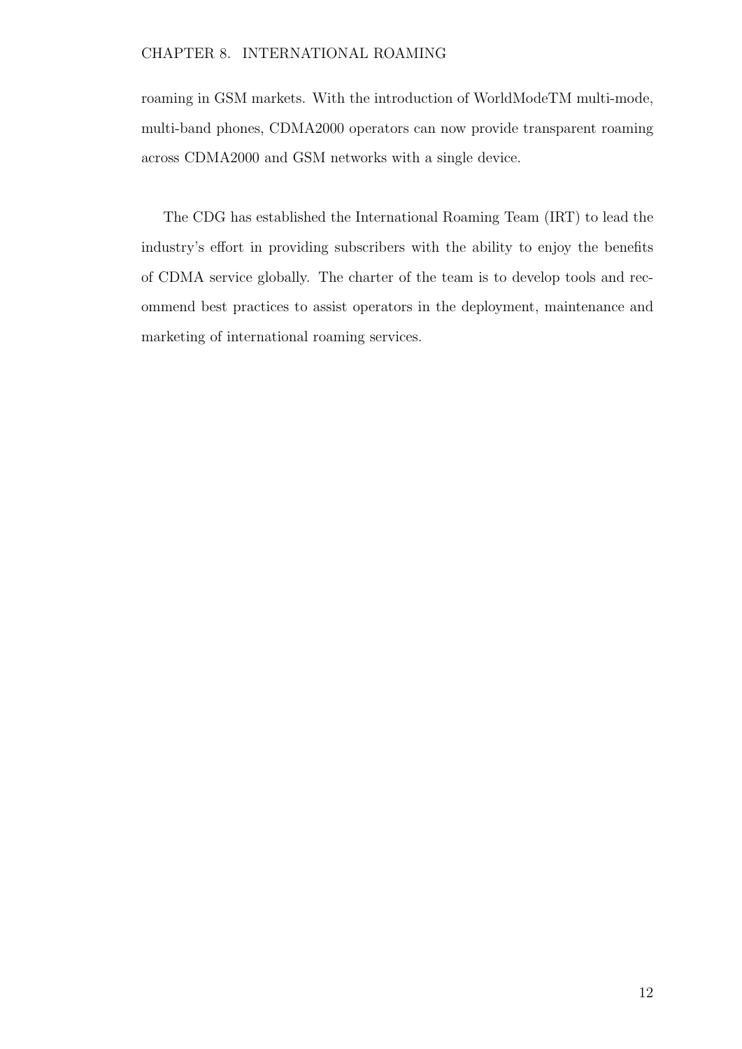roaming in GSM markets. With the introduction of WorldModeTM multi-mode, multi-band phones, CDMA2000 operators can now provide transparent roaming across CDMA2000 and GSM networks with a single device.

The CDG has established the International Roaming Team (IRT) to lead the industry's effort in providing subscribers with the ability to enjoy the benefits of CDMA service globally. The charter of the team is to develop tools and recommend best practices to assist operators in the deployment, maintenance and marketing of international roaming services.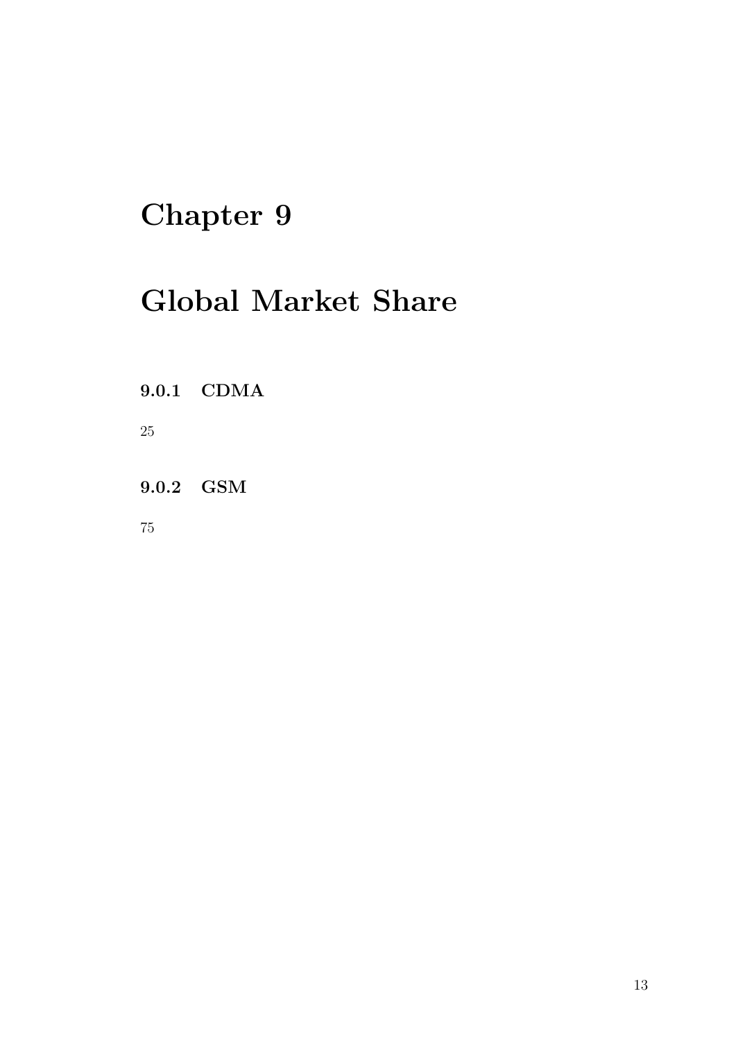# Chapter 9

# Global Market Share

### 9.0.1 CDMA

25

### 9.0.2 GSM

75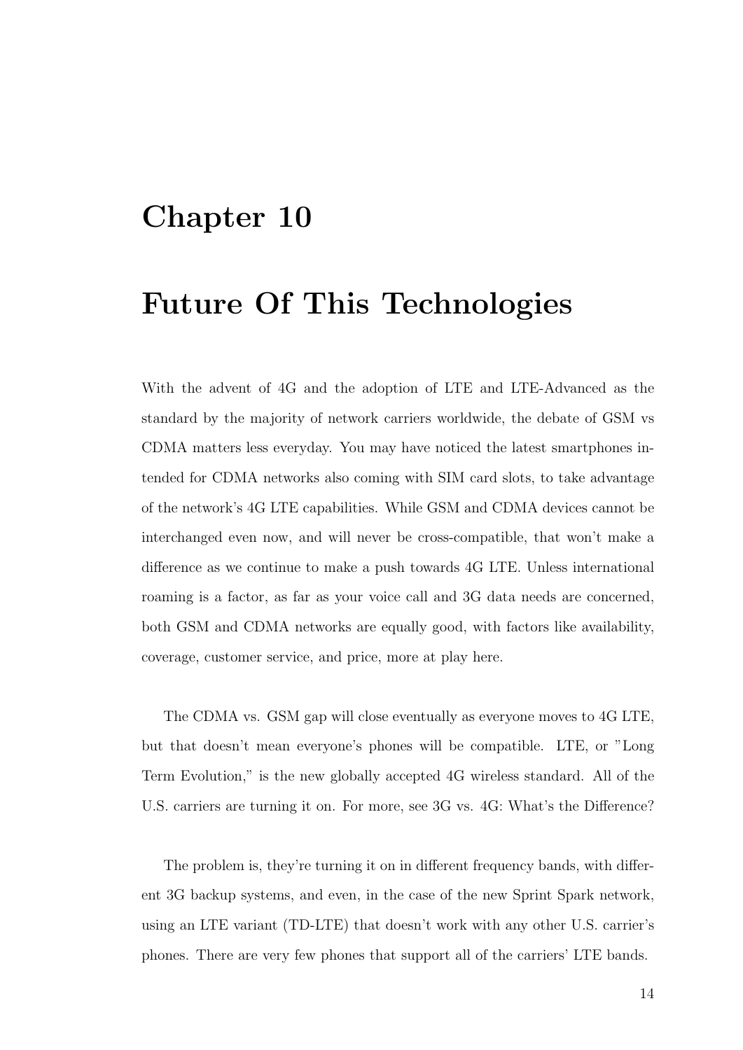# Chapter 10

# Future Of This Technologies

With the advent of 4G and the adoption of LTE and LTE-Advanced as the standard by the majority of network carriers worldwide, the debate of GSM vs CDMA matters less everyday. You may have noticed the latest smartphones intended for CDMA networks also coming with SIM card slots, to take advantage of the network's 4G LTE capabilities. While GSM and CDMA devices cannot be interchanged even now, and will never be cross-compatible, that won't make a difference as we continue to make a push towards 4G LTE. Unless international roaming is a factor, as far as your voice call and 3G data needs are concerned, both GSM and CDMA networks are equally good, with factors like availability, coverage, customer service, and price, more at play here.

The CDMA vs. GSM gap will close eventually as everyone moves to 4G LTE, but that doesn't mean everyone's phones will be compatible. LTE, or "Long Term Evolution," is the new globally accepted 4G wireless standard. All of the U.S. carriers are turning it on. For more, see 3G vs. 4G: What's the Difference?

The problem is, they're turning it on in different frequency bands, with different 3G backup systems, and even, in the case of the new Sprint Spark network, using an LTE variant (TD-LTE) that doesn't work with any other U.S. carrier's phones. There are very few phones that support all of the carriers' LTE bands.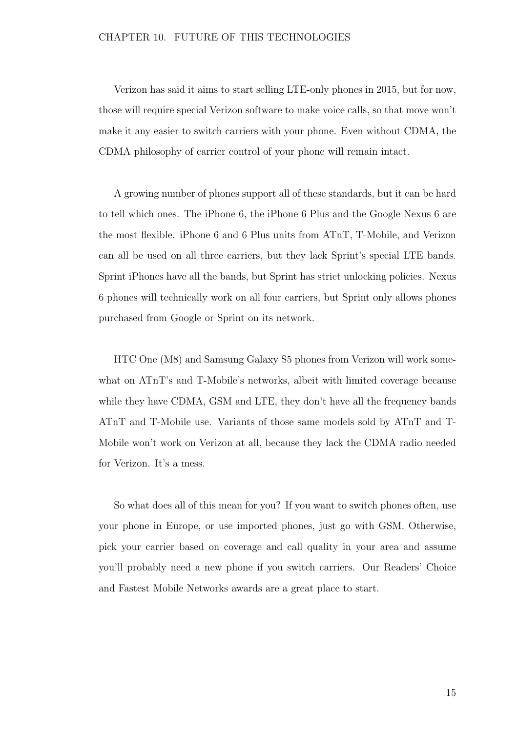Verizon has said it aims to start selling LTE-only phones in 2015, but for now, those will require special Verizon software to make voice calls, so that move won't make it any easier to switch carriers with your phone. Even without CDMA, the CDMA philosophy of carrier control of your phone will remain intact.

A growing number of phones support all of these standards, but it can be hard to tell which ones. The iPhone 6, the iPhone 6 Plus and the Google Nexus 6 are the most flexible. iPhone 6 and 6 Plus units from ATnT, T-Mobile, and Verizon can all be used on all three carriers, but they lack Sprint's special LTE bands. Sprint iPhones have all the bands, but Sprint has strict unlocking policies. Nexus 6 phones will technically work on all four carriers, but Sprint only allows phones purchased from Google or Sprint on its network.

HTC One (M8) and Samsung Galaxy S5 phones from Verizon will work somewhat on ATnT's and T-Mobile's networks, albeit with limited coverage because while they have CDMA, GSM and LTE, they don't have all the frequency bands ATnT and T-Mobile use. Variants of those same models sold by ATnT and T-Mobile won't work on Verizon at all, because they lack the CDMA radio needed for Verizon. It's a mess.

So what does all of this mean for you? If you want to switch phones often, use your phone in Europe, or use imported phones, just go with GSM. Otherwise, pick your carrier based on coverage and call quality in your area and assume you'll probably need a new phone if you switch carriers. Our Readers' Choice and Fastest Mobile Networks awards are a great place to start.